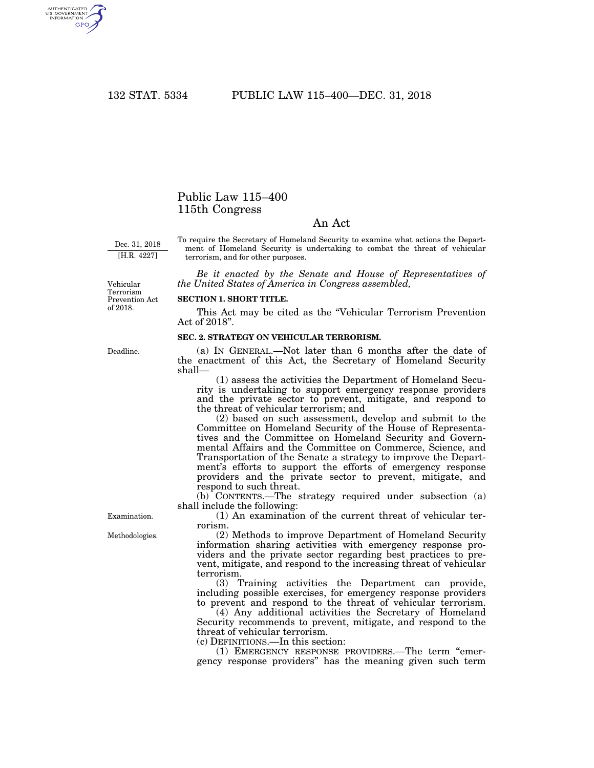# Public Law 115–400
# 115th Congress

## An Act

Dec. 31, 2018
[H.R. 4227]

To require the Secretary of Homeland Security to examine what actions the Department of Homeland Security is undertaking to combat the threat of vehicular terrorism, and for other purposes.

*Be it enacted by the Senate and House of Representatives of the United States of America in Congress assembled,*

Vehicular Terrorism Prevention Act of 2018.

**SECTION 1. SHORT TITLE.**

This Act may be cited as the "Vehicular Terrorism Prevention Act of 2018".

**SEC. 2. STRATEGY ON VEHICULAR TERRORISM.**

Deadline.

(a) IN GENERAL.—Not later than 6 months after the date of the enactment of this Act, the Secretary of Homeland Security shall—

(1) assess the activities the Department of Homeland Security is undertaking to support emergency response providers and the private sector to prevent, mitigate, and respond to the threat of vehicular terrorism; and

(2) based on such assessment, develop and submit to the Committee on Homeland Security of the House of Representatives and the Committee on Homeland Security and Governmental Affairs and the Committee on Commerce, Science, and Transportation of the Senate a strategy to improve the Department's efforts to support the efforts of emergency response providers and the private sector to prevent, mitigate, and respond to such threat.

(b) CONTENTS.—The strategy required under subsection (a) shall include the following:

Examination.

(1) An examination of the current threat of vehicular terrorism.

Methodologies.

(2) Methods to improve Department of Homeland Security information sharing activities with emergency response providers and the private sector regarding best practices to prevent, mitigate, and respond to the increasing threat of vehicular terrorism.

(3) Training activities the Department can provide, including possible exercises, for emergency response providers to prevent and respond to the threat of vehicular terrorism.

(4) Any additional activities the Secretary of Homeland Security recommends to prevent, mitigate, and respond to the threat of vehicular terrorism.

(c) DEFINITIONS.—In this section:

(1) EMERGENCY RESPONSE PROVIDERS.—The term "emergency response providers" has the meaning given such term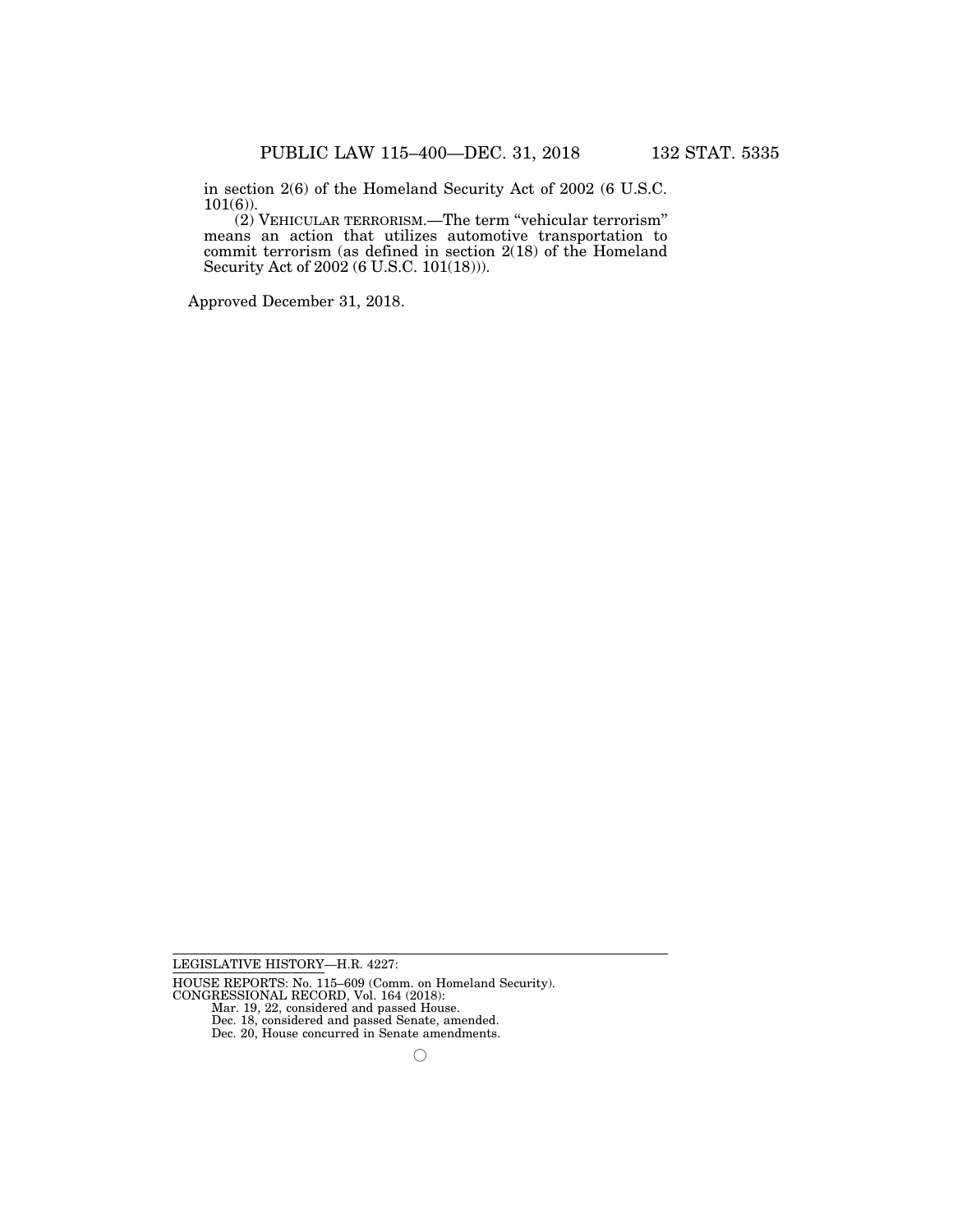in section 2(6) of the Homeland Security Act of 2002 (6 U.S.C. 101(6)).

(2) VEHICULAR TERRORISM.—The term "vehicular terrorism" means an action that utilizes automotive transportation to commit terrorism (as defined in section 2(18) of the Homeland Security Act of 2002 (6 U.S.C. 101(18))).

Approved December 31, 2018.

---

LEGISLATIVE HISTORY—H.R. 4227:

HOUSE REPORTS: No. 115–609 (Comm. on Homeland Security).
CONGRESSIONAL RECORD, Vol. 164 (2018):
Mar. 19, 22, considered and passed House.
Dec. 18, considered and passed Senate, amended.
Dec. 20, House concurred in Senate amendments.

○